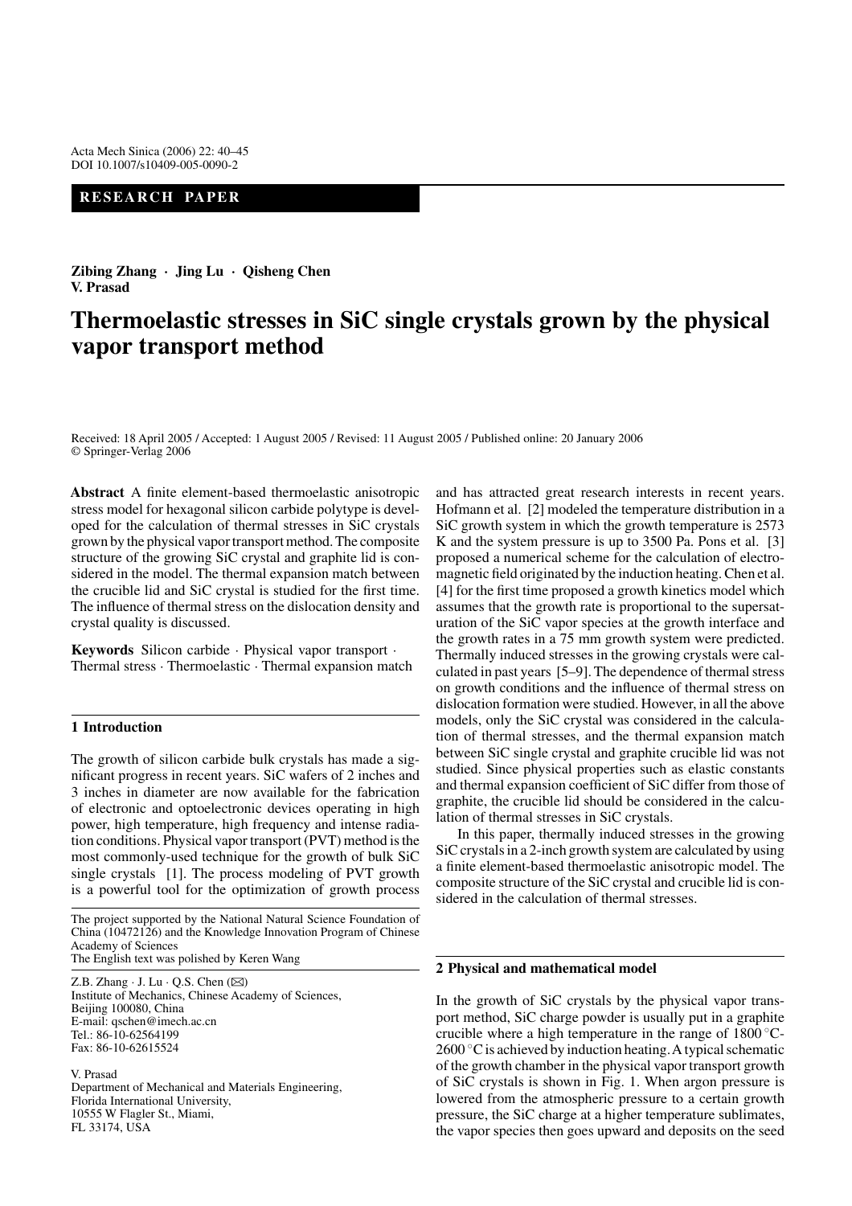RESEARCH PAPER

**Zibing Zhang · Jing Lu · Qisheng Chen**
**V. Prasad**

# Thermoelastic stresses in SiC single crystals grown by the physical vapor transport method

Received: 18 April 2005 / Accepted: 1 August 2005 / Revised: 11 August 2005 / Published online: 20 January 2006
© Springer-Verlag 2006

**Abstract** A finite element-based thermoelastic anisotropic stress model for hexagonal silicon carbide polytype is developed for the calculation of thermal stresses in SiC crystals grown by the physical vapor transport method. The composite structure of the growing SiC crystal and graphite lid is considered in the model. The thermal expansion match between the crucible lid and SiC crystal is studied for the first time. The influence of thermal stress on the dislocation density and crystal quality is discussed.

**Keywords** Silicon carbide · Physical vapor transport · Thermal stress · Thermoelastic · Thermal expansion match

## 1 Introduction

The growth of silicon carbide bulk crystals has made a significant progress in recent years. SiC wafers of 2 inches and 3 inches in diameter are now available for the fabrication of electronic and optoelectronic devices operating in high power, high temperature, high frequency and intense radiation conditions. Physical vapor transport (PVT) method is the most commonly-used technique for the growth of bulk SiC single crystals [1]. The process modeling of PVT growth is a powerful tool for the optimization of growth process and has attracted great research interests in recent years. Hofmann et al. [2] modeled the temperature distribution in a SiC growth system in which the growth temperature is 2573 K and the system pressure is up to 3500 Pa. Pons et al. [3] proposed a numerical scheme for the calculation of electromagnetic field originated by the induction heating. Chen et al. [4] for the first time proposed a growth kinetics model which assumes that the growth rate is proportional to the supersaturation of the SiC vapor species at the growth interface and the growth rates in a 75 mm growth system were predicted. Thermally induced stresses in the growing crystals were calculated in past years [5–9]. The dependence of thermal stress on growth conditions and the influence of thermal stress on dislocation formation were studied. However, in all the above models, only the SiC crystal was considered in the calculation of thermal stresses, and the thermal expansion match between SiC single crystal and graphite crucible lid was not studied. Since physical properties such as elastic constants and thermal expansion coefficient of SiC differ from those of graphite, the crucible lid should be considered in the calculation of thermal stresses in SiC crystals.

In this paper, thermally induced stresses in the growing SiC crystals in a 2-inch growth system are calculated by using a finite element-based thermoelastic anisotropic model. The composite structure of the SiC crystal and crucible lid is considered in the calculation of thermal stresses.

The project supported by the National Natural Science Foundation of China (10472126) and the Knowledge Innovation Program of Chinese Academy of Sciences
The English text was polished by Keren Wang

Z.B. Zhang · J. Lu · Q.S. Chen (✉)
Institute of Mechanics, Chinese Academy of Sciences, Beijing 100080, China
E-mail: qschen@imech.ac.cn
Tel.: 86-10-62564199
Fax: 86-10-62615524

V. Prasad
Department of Mechanical and Materials Engineering, Florida International University, 10555 W Flagler St., Miami, FL 33174, USA

## 2 Physical and mathematical model

In the growth of SiC crystals by the physical vapor transport method, SiC charge powder is usually put in a graphite crucible where a high temperature in the range of 1800 °C-2600 °C is achieved by induction heating. A typical schematic of the growth chamber in the physical vapor transport growth of SiC crystals is shown in Fig. 1. When argon pressure is lowered from the atmospheric pressure to a certain growth pressure, the SiC charge at a higher temperature sublimates, the vapor species then goes upward and deposits on the seed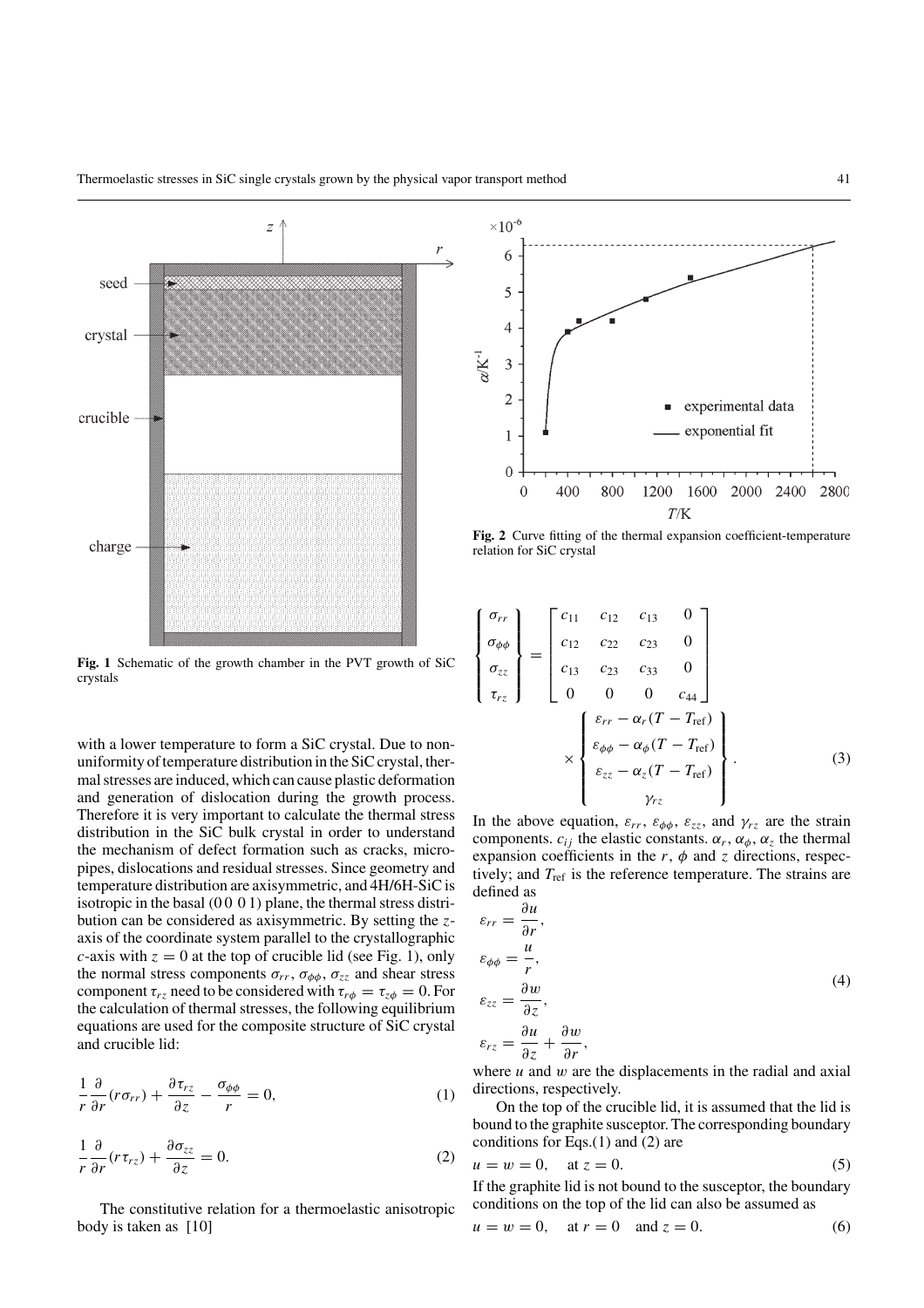Fig. 1 Schematic of the growth chamber in the PVT growth of SiC crystals

with a lower temperature to form a SiC crystal. Due to non-uniformity of temperature distribution in the SiC crystal, thermal stresses are induced, which can cause plastic deformation and generation of dislocation during the growth process. Therefore it is very important to calculate the thermal stress distribution in the SiC bulk crystal in order to understand the mechanism of defect formation such as cracks, micropipes, dislocations and residual stresses. Since geometry and temperature distribution are axisymmetric, and 4H/6H-SiC is isotropic in the basal (0 0 0 1) plane, the thermal stress distribution can be considered as axisymmetric. By setting the $z$-axis of the coordinate system parallel to the crystallographic $c$-axis with $z = 0$ at the top of crucible lid (see Fig. 1), only the normal stress components $\sigma_{rr}$, $\sigma_{\phi\phi}$, $\sigma_{zz}$ and shear stress component $\tau_{rz}$ need to be considered with $\tau_{r\phi} = \tau_{z\phi} = 0$. For the calculation of thermal stresses, the following equilibrium equations are used for the composite structure of SiC crystal and crucible lid:

$$\frac{1}{r}\frac{\partial}{\partial r}(r\sigma_{rr}) + \frac{\partial \tau_{rz}}{\partial z} - \frac{\sigma_{\phi\phi}}{r} = 0, \tag{1}$$

$$\frac{1}{r}\frac{\partial}{\partial r}(r\tau_{rz}) + \frac{\partial \sigma_{zz}}{\partial z} = 0. \tag{2}$$

The constitutive relation for a thermoelastic anisotropic body is taken as [10]

Fig. 2 Curve fitting of the thermal expansion coefficient-temperature relation for SiC crystal

$$\begin{Bmatrix} \sigma_{rr} \\ \sigma_{\phi\phi} \\ \sigma_{zz} \\ \tau_{rz} \end{Bmatrix} = \begin{bmatrix} c_{11} & c_{12} & c_{13} & 0 \\ c_{12} & c_{22} & c_{23} & 0 \\ c_{13} & c_{23} & c_{33} & 0 \\ 0 & 0 & 0 & c_{44} \end{bmatrix} \times \begin{Bmatrix} \varepsilon_{rr} - \alpha_r (T - T_{\text{ref}}) \\ \varepsilon_{\phi\phi} - \alpha_\phi (T - T_{\text{ref}}) \\ \varepsilon_{zz} - \alpha_z (T - T_{\text{ref}}) \\ \gamma_{rz} \end{Bmatrix}. \tag{3}$$

In the above equation, $\varepsilon_{rr}$, $\varepsilon_{\phi\phi}$, $\varepsilon_{zz}$, and $\gamma_{rz}$ are the strain components. $c_{ij}$ the elastic constants. $\alpha_r$, $\alpha_\phi$, $\alpha_z$ the thermal expansion coefficients in the $r$, $\phi$ and $z$ directions, respectively; and $T_{\text{ref}}$ is the reference temperature. The strains are defined as

$$\begin{aligned} \varepsilon_{rr} &= \frac{\partial u}{\partial r}, \\ \varepsilon_{\phi\phi} &= \frac{u}{r}, \\ \varepsilon_{zz} &= \frac{\partial w}{\partial z}, \\ \varepsilon_{rz} &= \frac{\partial u}{\partial z} + \frac{\partial w}{\partial r}, \end{aligned} \tag{4}$$

where $u$ and $w$ are the displacements in the radial and axial directions, respectively.

On the top of the crucible lid, it is assumed that the lid is bound to the graphite susceptor. The corresponding boundary conditions for Eqs.(1) and (2) are

$$u = w = 0, \quad \text{at } z = 0. \tag{5}$$

If the graphite lid is not bound to the susceptor, the boundary conditions on the top of the lid can also be assumed as

$$u = w = 0, \quad \text{at } r = 0 \quad \text{and } z = 0. \tag{6}$$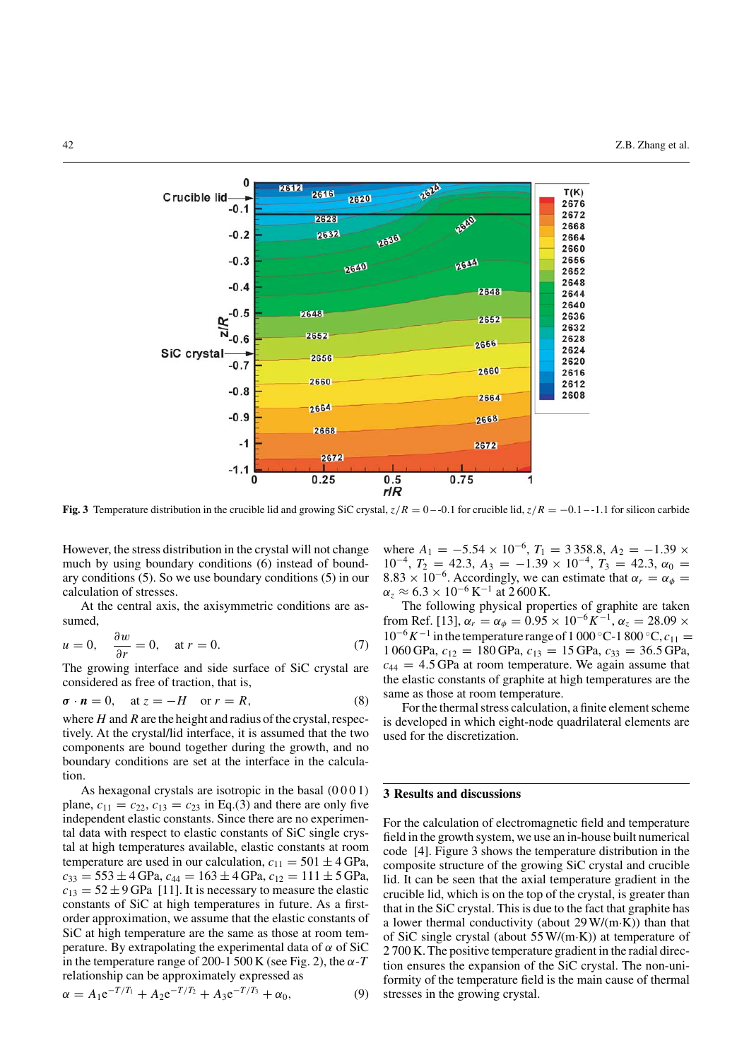Fig. 3 Temperature distribution in the crucible lid and growing SiC crystal, $z/R = 0$–$-0.1$ for crucible lid, $z/R = -0.1$–$-1.1$ for silicon carbide

However, the stress distribution in the crystal will not change much by using boundary conditions (6) instead of boundary conditions (5). So we use boundary conditions (5) in our calculation of stresses.

At the central axis, the axisymmetric conditions are assumed,

$$u = 0, \quad \frac{\partial w}{\partial r} = 0, \quad \text{at } r = 0. \tag{7}$$

The growing interface and side surface of SiC crystal are considered as free of traction, that is,

$$\boldsymbol{\sigma} \cdot \boldsymbol{n} = 0, \quad \text{at } z = -H \quad \text{or } r = R, \tag{8}$$

where $H$ and $R$ are the height and radius of the crystal, respectively. At the crystal/lid interface, it is assumed that the two components are bound together during the growth, and no boundary conditions are set at the interface in the calculation.

As hexagonal crystals are isotropic in the basal (0 0 0 1) plane, $c_{11} = c_{22}$, $c_{13} = c_{23}$ in Eq.(3) and there are only five independent elastic constants. Since there are no experimental data with respect to elastic constants of SiC single crystal at high temperatures available, elastic constants at room temperature are used in our calculation, $c_{11} = 501 \pm 4$ GPa, $c_{33} = 553 \pm 4$ GPa, $c_{44} = 163 \pm 4$ GPa, $c_{12} = 111 \pm 5$ GPa, $c_{13} = 52 \pm 9$ GPa [11]. It is necessary to measure the elastic constants of SiC at high temperatures in future. As a first-order approximation, we assume that the elastic constants of SiC at high temperature are the same as those at room temperature. By extrapolating the experimental data of $\alpha$ of SiC in the temperature range of 200-1 500 K (see Fig. 2), the $\alpha$-$T$ relationship can be approximately expressed as

$$\alpha = A_1 \mathrm{e}^{-T/T_1} + A_2 \mathrm{e}^{-T/T_2} + A_3 \mathrm{e}^{-T/T_3} + \alpha_0, \tag{9}$$

where $A_1 = -5.54 \times 10^{-6}$, $T_1 = 3\,358.8$, $A_2 = -1.39 \times 10^{-4}$, $T_2 = 42.3$, $A_3 = -1.39 \times 10^{-4}$, $T_3 = 42.3$, $\alpha_0 = 8.83 \times 10^{-6}$. Accordingly, we can estimate that $\alpha_r = \alpha_\phi = \alpha_z \approx 6.3 \times 10^{-6}\,\mathrm{K}^{-1}$ at 2 600 K.

The following physical properties of graphite are taken from Ref. [13], $\alpha_r = \alpha_\phi = 0.95 \times 10^{-6} K^{-1}$, $\alpha_z = 28.09 \times 10^{-6} K^{-1}$ in the temperature range of 1 000 °C-1 800 °C, $c_{11} = 1\,060$ GPa, $c_{12} = 180$ GPa, $c_{13} = 15$ GPa, $c_{33} = 36.5$ GPa, $c_{44} = 4.5$ GPa at room temperature. We again assume that the elastic constants of graphite at high temperatures are the same as those at room temperature.

For the thermal stress calculation, a finite element scheme is developed in which eight-node quadrilateral elements are used for the discretization.

## 3 Results and discussions

For the calculation of electromagnetic field and temperature field in the growth system, we use an in-house built numerical code [4]. Figure 3 shows the temperature distribution in the composite structure of the growing SiC crystal and crucible lid. It can be seen that the axial temperature gradient in the crucible lid, which is on the top of the crystal, is greater than that in the SiC crystal. This is due to the fact that graphite has a lower thermal conductivity (about 29 W/(m·K)) than that of SiC single crystal (about 55 W/(m·K)) at temperature of 2 700 K. The positive temperature gradient in the radial direction ensures the expansion of the SiC crystal. The non-uniformity of the temperature field is the main cause of thermal stresses in the growing crystal.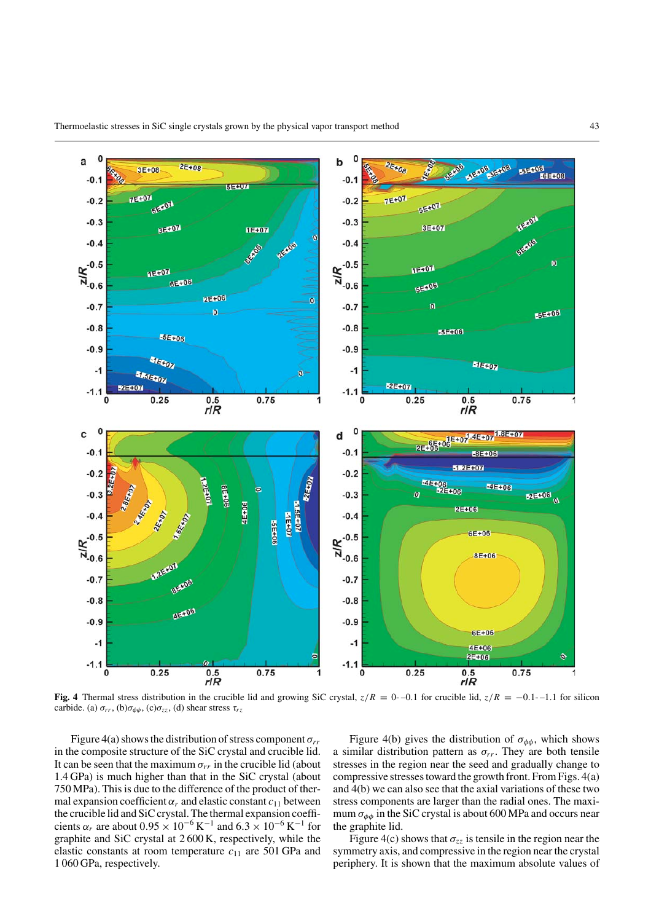**Fig. 4** Thermal stress distribution in the crucible lid and growing SiC crystal, $z/R = 0$–$-0.1$ for crucible lid, $z/R = -0.1$–$-1.1$ for silicon carbide. (a) $\sigma_{rr}$, (b)$\sigma_{\phi\phi}$, (c)$\sigma_{zz}$, (d) shear stress $\tau_{rz}$

Figure 4(a) shows the distribution of stress component $\sigma_{rr}$ in the composite structure of the SiC crystal and crucible lid. It can be seen that the maximum $\sigma_{rr}$ in the crucible lid (about 1.4 GPa) is much higher than that in the SiC crystal (about 750 MPa). This is due to the difference of the product of thermal expansion coefficient $\alpha_r$ and elastic constant $c_{11}$ between the crucible lid and SiC crystal. The thermal expansion coefficients $\alpha_r$ are about $0.95 \times 10^{-6}\,\mathrm{K}^{-1}$ and $6.3 \times 10^{-6}\,\mathrm{K}^{-1}$ for graphite and SiC crystal at 2 600 K, respectively, while the elastic constants at room temperature $c_{11}$ are 501 GPa and 1 060 GPa, respectively.

Figure 4(b) gives the distribution of $\sigma_{\phi\phi}$, which shows a similar distribution pattern as $\sigma_{rr}$. They are both tensile stresses in the region near the seed and gradually change to compressive stresses toward the growth front. From Figs. 4(a) and 4(b) we can also see that the axial variations of these two stress components are larger than the radial ones. The maximum $\sigma_{\phi\phi}$ in the SiC crystal is about 600 MPa and occurs near the graphite lid.

Figure 4(c) shows that $\sigma_{zz}$ is tensile in the region near the symmetry axis, and compressive in the region near the crystal periphery. It is shown that the maximum absolute values of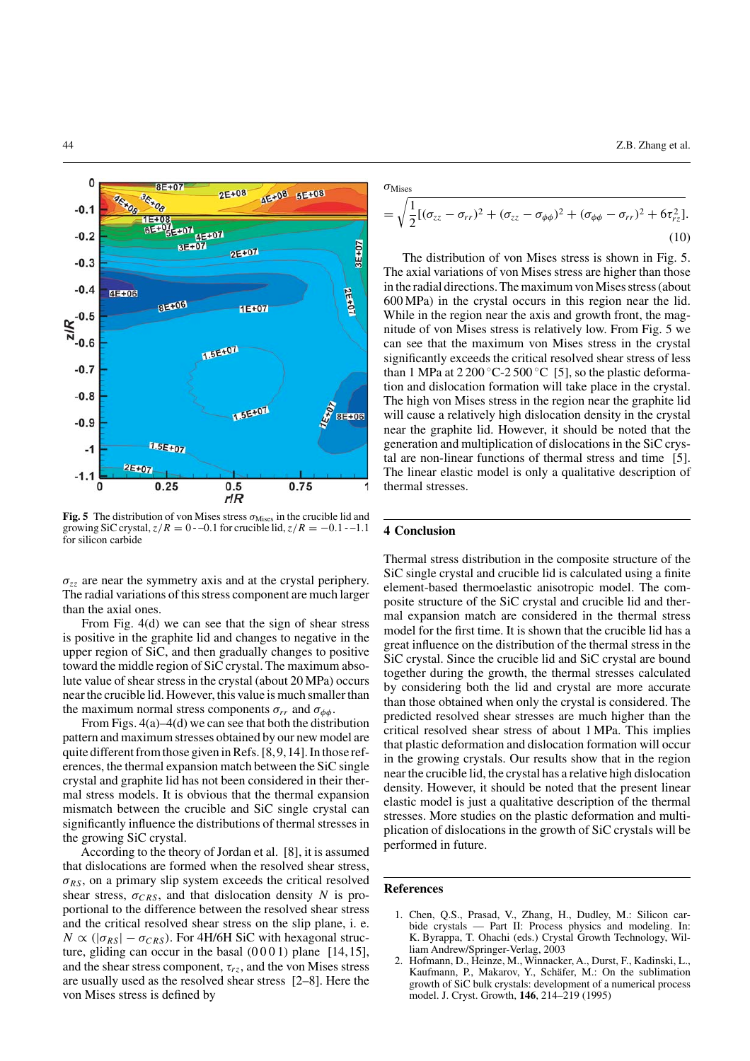$\sigma_{zz}$ are near the symmetry axis and at the crystal periphery. The radial variations of this stress component are much larger than the axial ones.

From Fig. 4(d) we can see that the sign of shear stress is positive in the graphite lid and changes to negative in the upper region of SiC, and then gradually changes to positive toward the middle region of SiC crystal. The maximum absolute value of shear stress in the crystal (about 20 MPa) occurs near the crucible lid. However, this value is much smaller than the maximum normal stress components $\sigma_{rr}$ and $\sigma_{\phi\phi}$.

From Figs. 4(a)–4(d) we can see that both the distribution pattern and maximum stresses obtained by our new model are quite different from those given in Refs. [8, 9, 14]. In those references, the thermal expansion match between the SiC single crystal and graphite lid has not been considered in their thermal stress models. It is obvious that the thermal expansion mismatch between the crucible and SiC single crystal can significantly influence the distributions of thermal stresses in the growing SiC crystal.

According to the theory of Jordan et al. [8], it is assumed that dislocations are formed when the resolved shear stress, $\sigma_{RS}$, on a primary slip system exceeds the critical resolved shear stress, $\sigma_{CRS}$, and that dislocation density $N$ is proportional to the difference between the resolved shear stress and the critical resolved shear stress on the slip plane, i. e. $N \propto (|\sigma_{RS}| - \sigma_{CRS})$. For 4H/6H SiC with hexagonal structure, gliding can occur in the basal (0 0 0 1) plane [14, 15], and the shear stress component, $\tau_{rz}$, and the von Mises stress are usually used as the resolved shear stress [2–8]. Here the von Mises stress is defined by

$$\sigma_{\text{Mises}} = \sqrt{\frac{1}{2}[(\sigma_{zz} - \sigma_{rr})^2 + (\sigma_{zz} - \sigma_{\phi\phi})^2 + (\sigma_{\phi\phi} - \sigma_{rr})^2 + 6\tau_{rz}^2]}. \quad (10)$$

The distribution of von Mises stress is shown in Fig. 5. The axial variations of von Mises stress are higher than those in the radial directions. The maximum von Mises stress (about 600 MPa) in the crystal occurs in this region near the lid. While in the region near the axis and growth front, the magnitude of von Mises stress is relatively low. From Fig. 5 we can see that the maximum von Mises stress in the crystal significantly exceeds the critical resolved shear stress of less than 1 MPa at 2 200 °C-2 500 °C [5], so the plastic deformation and dislocation formation will take place in the crystal. The high von Mises stress in the region near the graphite lid will cause a relatively high dislocation density in the crystal near the graphite lid. However, it should be noted that the generation and multiplication of dislocations in the SiC crystal are non-linear functions of thermal stress and time [5]. The linear elastic model is only a qualitative description of thermal stresses.

**Fig. 5** The distribution of von Mises stress $\sigma_{\text{Mises}}$ in the crucible lid and growing SiC crystal, $z/R = 0$ - $-0.1$ for crucible lid, $z/R = -0.1$ - $-1.1$ for silicon carbide

## 4 Conclusion

Thermal stress distribution in the composite structure of the SiC single crystal and crucible lid is calculated using a finite element-based thermoelastic anisotropic model. The composite structure of the SiC crystal and crucible lid and thermal expansion match are considered in the thermal stress model for the first time. It is shown that the crucible lid has a great influence on the distribution of the thermal stress in the SiC crystal. Since the crucible lid and SiC crystal are bound together during the growth, the thermal stresses calculated by considering both the lid and crystal are more accurate than those obtained when only the crystal is considered. The predicted resolved shear stresses are much higher than the critical resolved shear stress of about 1 MPa. This implies that plastic deformation and dislocation formation will occur in the growing crystals. Our results show that in the region near the crucible lid, the crystal has a relative high dislocation density. However, it should be noted that the present linear elastic model is just a qualitative description of the thermal stresses. More studies on the plastic deformation and multiplication of dislocations in the growth of SiC crystals will be performed in future.

## References

1. Chen, Q.S., Prasad, V., Zhang, H., Dudley, M.: Silicon carbide crystals — Part II: Process physics and modeling. In: K. Byrappa, T. Ohachi (eds.) Crystal Growth Technology, William Andrew/Springer-Verlag, 2003
2. Hofmann, D., Heinze, M., Winnacker, A., Durst, F., Kadinski, L., Kaufmann, P., Makarov, Y., Schäfer, M.: On the sublimation growth of SiC bulk crystals: development of a numerical process model. J. Cryst. Growth, **146**, 214–219 (1995)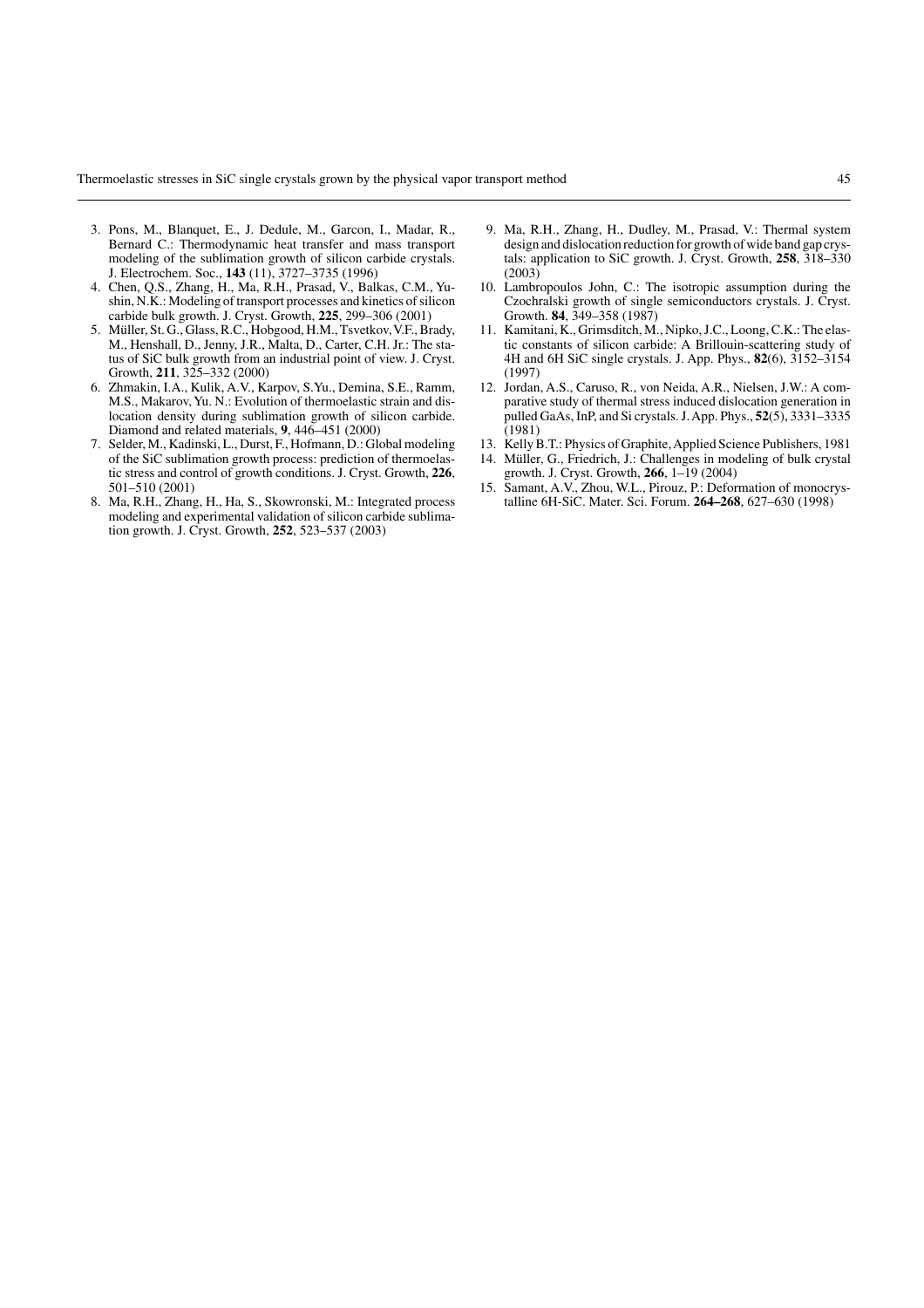3. Pons, M., Blanquet, E., J. Dedule, M., Garcon, I., Madar, R., Bernard C.: Thermodynamic heat transfer and mass transport modeling of the sublimation growth of silicon carbide crystals. J. Electrochem. Soc., **143** (11), 3727–3735 (1996)
4. Chen, Q.S., Zhang, H., Ma, R.H., Prasad, V., Balkas, C.M., Yushin, N.K.: Modeling of transport processes and kinetics of silicon carbide bulk growth. J. Cryst. Growth, **225**, 299–306 (2001)
5. Müller, St. G., Glass, R.C., Hobgood, H.M., Tsvetkov, V.F., Brady, M., Henshall, D., Jenny, J.R., Malta, D., Carter, C.H. Jr.: The status of SiC bulk growth from an industrial point of view. J. Cryst. Growth, **211**, 325–332 (2000)
6. Zhmakin, I.A., Kulik, A.V., Karpov, S.Yu., Demina, S.E., Ramm, M.S., Makarov, Yu. N.: Evolution of thermoelastic strain and dislocation density during sublimation growth of silicon carbide. Diamond and related materials, **9**, 446–451 (2000)
7. Selder, M., Kadinski, L., Durst, F., Hofmann, D.: Global modeling of the SiC sublimation growth process: prediction of thermoelastic stress and control of growth conditions. J. Cryst. Growth, **226**, 501–510 (2001)
8. Ma, R.H., Zhang, H., Ha, S., Skowronski, M.: Integrated process modeling and experimental validation of silicon carbide sublimation growth. J. Cryst. Growth, **252**, 523–537 (2003)
9. Ma, R.H., Zhang, H., Dudley, M., Prasad, V.: Thermal system design and dislocation reduction for growth of wide band gap crystals: application to SiC growth. J. Cryst. Growth, **258**, 318–330 (2003)
10. Lambropoulos John, C.: The isotropic assumption during the Czochralski growth of single semiconductors crystals. J. Cryst. Growth. **84**, 349–358 (1987)
11. Kamitani, K., Grimsditch, M., Nipko, J.C., Loong, C.K.: The elastic constants of silicon carbide: A Brillouin-scattering study of 4H and 6H SiC single crystals. J. App. Phys., **82**(6), 3152–3154 (1997)
12. Jordan, A.S., Caruso, R., von Neida, A.R., Nielsen, J.W.: A comparative study of thermal stress induced dislocation generation in pulled GaAs, InP, and Si crystals. J. App. Phys., **52**(5), 3331–3335 (1981)
13. Kelly B.T.: Physics of Graphite, Applied Science Publishers, 1981
14. Müller, G., Friedrich, J.: Challenges in modeling of bulk crystal growth. J. Cryst. Growth, **266**, 1–19 (2004)
15. Samant, A.V., Zhou, W.L., Pirouz, P.: Deformation of monocrystalline 6H-SiC. Mater. Sci. Forum. **264–268**, 627–630 (1998)